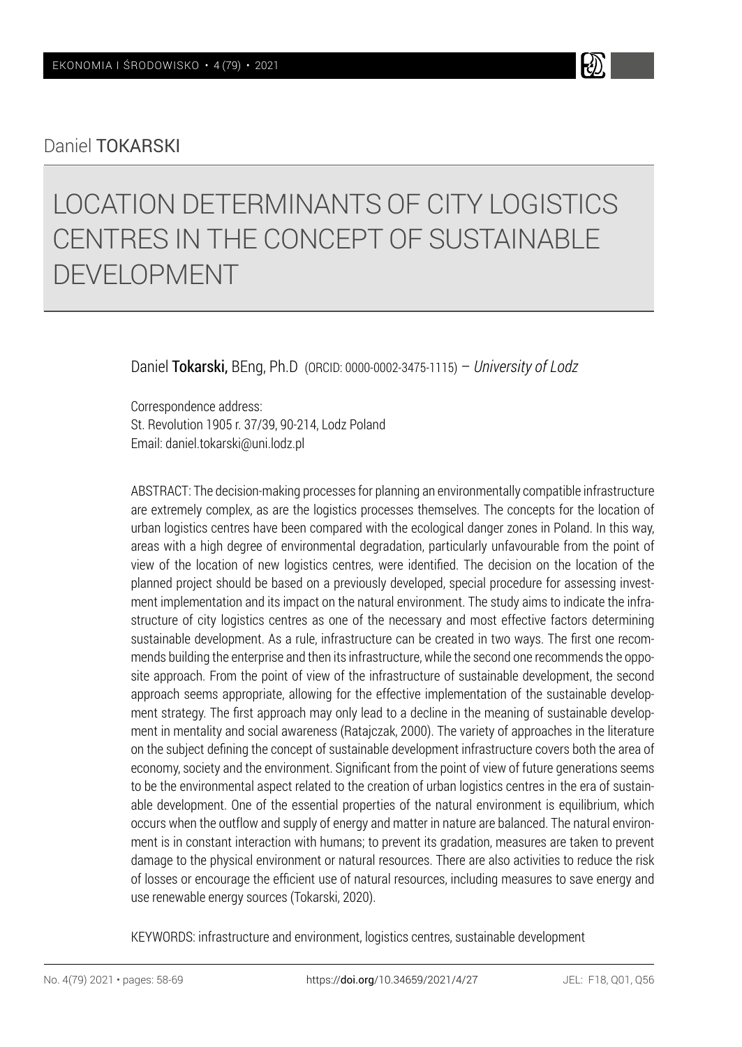Daniel **TOKARSKI**

# LOCATION DETERMINANTS OF CITY LOGISTICS CENTRES IN THE CONCEPT OF SUSTAINABLE DEVELOPMENT

Daniel **Tokarski,** BEng, Ph.D (ORCID: 0000-0002-3475-1115) – *University of Lodz*

Correspondence address:
St. Revolution 1905 r. 37/39, 90-214, Lodz Poland
Email: daniel.tokarski@uni.lodz.pl

ABSTRACT: The decision-making processes for planning an environmentally compatible infrastructure are extremely complex, as are the logistics processes themselves. The concepts for the location of urban logistics centres have been compared with the ecological danger zones in Poland. In this way, areas with a high degree of environmental degradation, particularly unfavourable from the point of view of the location of new logistics centres, were identified. The decision on the location of the planned project should be based on a previously developed, special procedure for assessing investment implementation and its impact on the natural environment. The study aims to indicate the infrastructure of city logistics centres as one of the necessary and most effective factors determining sustainable development. As a rule, infrastructure can be created in two ways. The first one recommends building the enterprise and then its infrastructure, while the second one recommends the opposite approach. From the point of view of the infrastructure of sustainable development, the second approach seems appropriate, allowing for the effective implementation of the sustainable development strategy. The first approach may only lead to a decline in the meaning of sustainable development in mentality and social awareness (Ratajczak, 2000). The variety of approaches in the literature on the subject defining the concept of sustainable development infrastructure covers both the area of economy, society and the environment. Significant from the point of view of future generations seems to be the environmental aspect related to the creation of urban logistics centres in the era of sustainable development. One of the essential properties of the natural environment is equilibrium, which occurs when the outflow and supply of energy and matter in nature are balanced. The natural environment is in constant interaction with humans; to prevent its gradation, measures are taken to prevent damage to the physical environment or natural resources. There are also activities to reduce the risk of losses or encourage the efficient use of natural resources, including measures to save energy and use renewable energy sources (Tokarski, 2020).

KEYWORDS: infrastructure and environment, logistics centres, sustainable development

https://doi.org/10.34659/2021/4/27 JEL: F18, Q01, Q56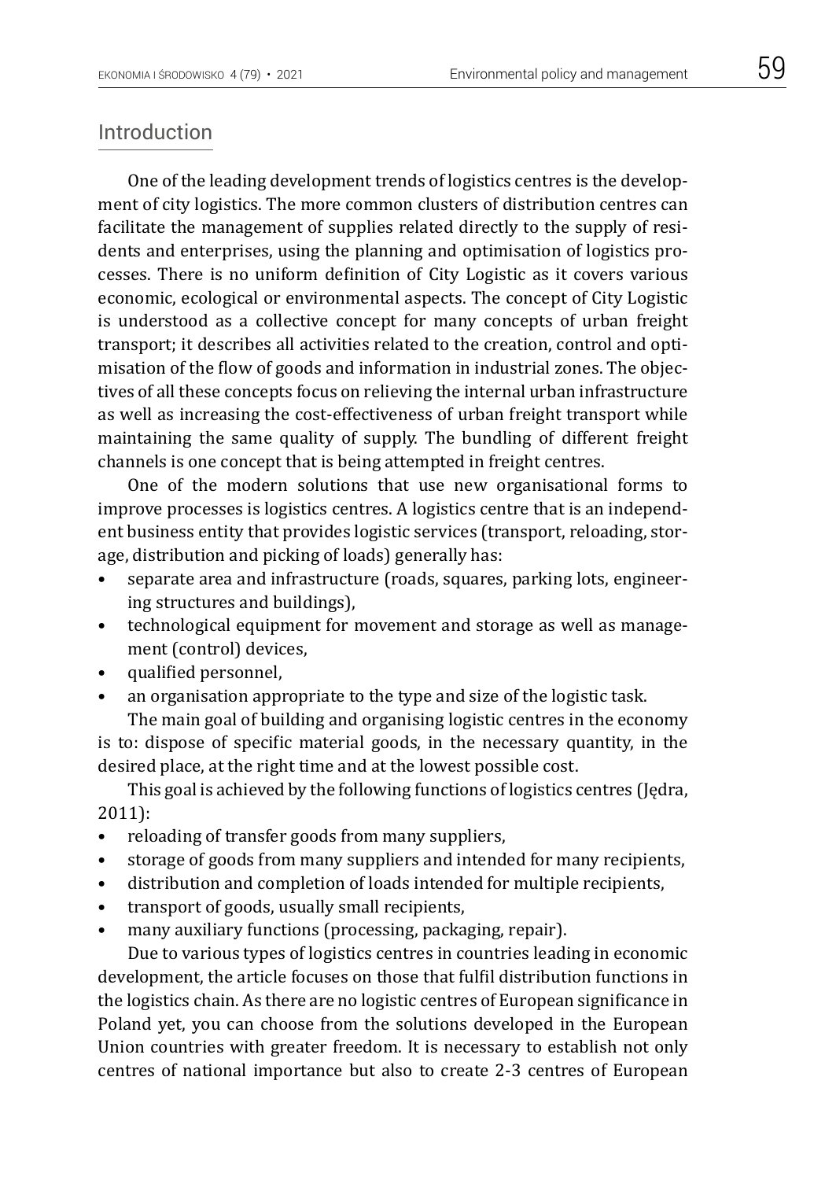## Introduction

One of the leading development trends of logistics centres is the development of city logistics. The more common clusters of distribution centres can facilitate the management of supplies related directly to the supply of residents and enterprises, using the planning and optimisation of logistics processes. There is no uniform definition of City Logistic as it covers various economic, ecological or environmental aspects. The concept of City Logistic is understood as a collective concept for many concepts of urban freight transport; it describes all activities related to the creation, control and optimisation of the flow of goods and information in industrial zones. The objectives of all these concepts focus on relieving the internal urban infrastructure as well as increasing the cost-effectiveness of urban freight transport while maintaining the same quality of supply. The bundling of different freight channels is one concept that is being attempted in freight centres.

One of the modern solutions that use new organisational forms to improve processes is logistics centres. A logistics centre that is an independent business entity that provides logistic services (transport, reloading, storage, distribution and picking of loads) generally has:

- separate area and infrastructure (roads, squares, parking lots, engineering structures and buildings),
- technological equipment for movement and storage as well as management (control) devices,
- qualified personnel,
- an organisation appropriate to the type and size of the logistic task.

The main goal of building and organising logistic centres in the economy is to: dispose of specific material goods, in the necessary quantity, in the desired place, at the right time and at the lowest possible cost.

This goal is achieved by the following functions of logistics centres (Jędra, 2011):

- reloading of transfer goods from many suppliers,
- storage of goods from many suppliers and intended for many recipients,
- distribution and completion of loads intended for multiple recipients,
- transport of goods, usually small recipients,
- many auxiliary functions (processing, packaging, repair).

Due to various types of logistics centres in countries leading in economic development, the article focuses on those that fulfil distribution functions in the logistics chain. As there are no logistic centres of European significance in Poland yet, you can choose from the solutions developed in the European Union countries with greater freedom. It is necessary to establish not only centres of national importance but also to create 2-3 centres of European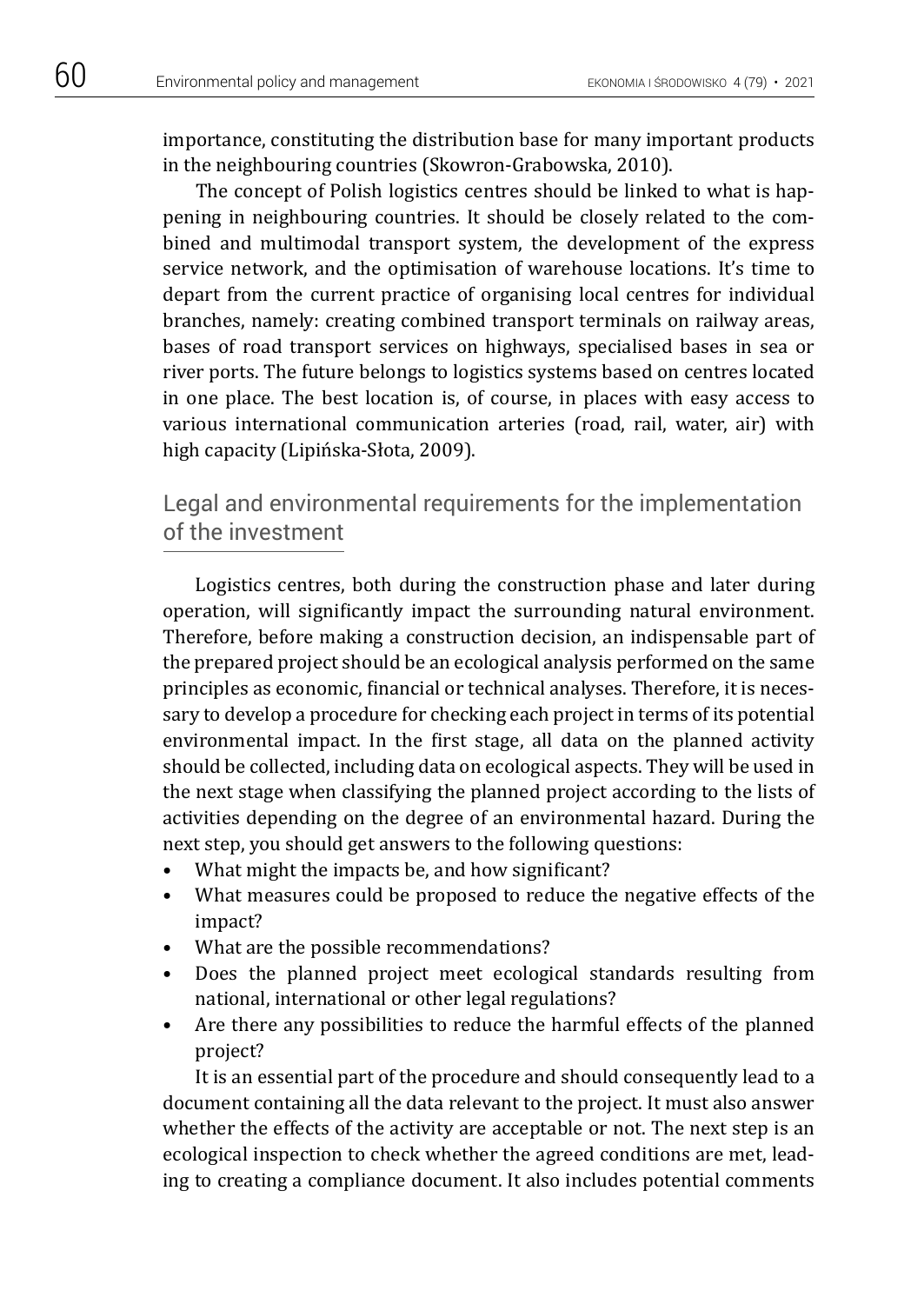importance, constituting the distribution base for many important products in the neighbouring countries (Skowron-Grabowska, 2010).

The concept of Polish logistics centres should be linked to what is happening in neighbouring countries. It should be closely related to the combined and multimodal transport system, the development of the express service network, and the optimisation of warehouse locations. It's time to depart from the current practice of organising local centres for individual branches, namely: creating combined transport terminals on railway areas, bases of road transport services on highways, specialised bases in sea or river ports. The future belongs to logistics systems based on centres located in one place. The best location is, of course, in places with easy access to various international communication arteries (road, rail, water, air) with high capacity (Lipińska-Słota, 2009).

## Legal and environmental requirements for the implementation of the investment

Logistics centres, both during the construction phase and later during operation, will significantly impact the surrounding natural environment. Therefore, before making a construction decision, an indispensable part of the prepared project should be an ecological analysis performed on the same principles as economic, financial or technical analyses. Therefore, it is necessary to develop a procedure for checking each project in terms of its potential environmental impact. In the first stage, all data on the planned activity should be collected, including data on ecological aspects. They will be used in the next stage when classifying the planned project according to the lists of activities depending on the degree of an environmental hazard. During the next step, you should get answers to the following questions:

- What might the impacts be, and how significant?
- What measures could be proposed to reduce the negative effects of the impact?
- What are the possible recommendations?
- Does the planned project meet ecological standards resulting from national, international or other legal regulations?
- Are there any possibilities to reduce the harmful effects of the planned project?

It is an essential part of the procedure and should consequently lead to a document containing all the data relevant to the project. It must also answer whether the effects of the activity are acceptable or not. The next step is an ecological inspection to check whether the agreed conditions are met, leading to creating a compliance document. It also includes potential comments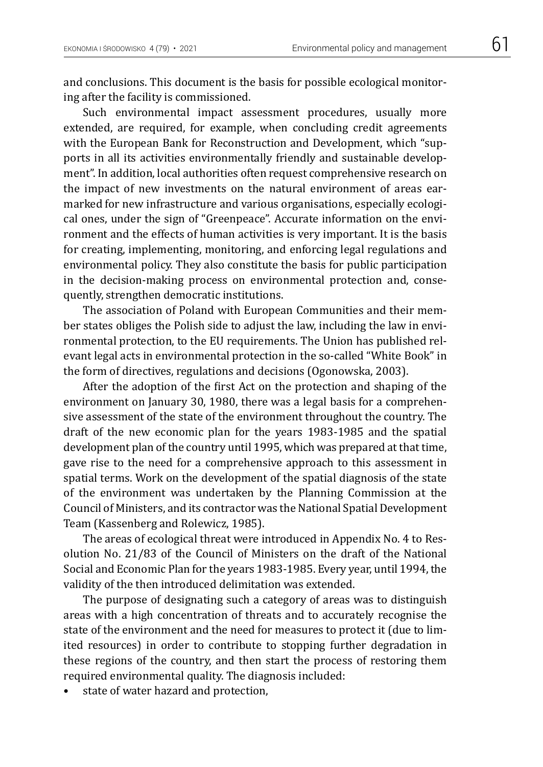and conclusions. This document is the basis for possible ecological monitoring after the facility is commissioned.

Such environmental impact assessment procedures, usually more extended, are required, for example, when concluding credit agreements with the European Bank for Reconstruction and Development, which "supports in all its activities environmentally friendly and sustainable development". In addition, local authorities often request comprehensive research on the impact of new investments on the natural environment of areas earmarked for new infrastructure and various organisations, especially ecological ones, under the sign of "Greenpeace". Accurate information on the environment and the effects of human activities is very important. It is the basis for creating, implementing, monitoring, and enforcing legal regulations and environmental policy. They also constitute the basis for public participation in the decision-making process on environmental protection and, consequently, strengthen democratic institutions.

The association of Poland with European Communities and their member states obliges the Polish side to adjust the law, including the law in environmental protection, to the EU requirements. The Union has published relevant legal acts in environmental protection in the so-called "White Book" in the form of directives, regulations and decisions (Ogonowska, 2003).

After the adoption of the first Act on the protection and shaping of the environment on January 30, 1980, there was a legal basis for a comprehensive assessment of the state of the environment throughout the country. The draft of the new economic plan for the years 1983-1985 and the spatial development plan of the country until 1995, which was prepared at that time, gave rise to the need for a comprehensive approach to this assessment in spatial terms. Work on the development of the spatial diagnosis of the state of the environment was undertaken by the Planning Commission at the Council of Ministers, and its contractor was the National Spatial Development Team (Kassenberg and Rolewicz, 1985).

The areas of ecological threat were introduced in Appendix No. 4 to Resolution No. 21/83 of the Council of Ministers on the draft of the National Social and Economic Plan for the years 1983-1985. Every year, until 1994, the validity of the then introduced delimitation was extended.

The purpose of designating such a category of areas was to distinguish areas with a high concentration of threats and to accurately recognise the state of the environment and the need for measures to protect it (due to limited resources) in order to contribute to stopping further degradation in these regions of the country, and then start the process of restoring them required environmental quality. The diagnosis included:

- state of water hazard and protection,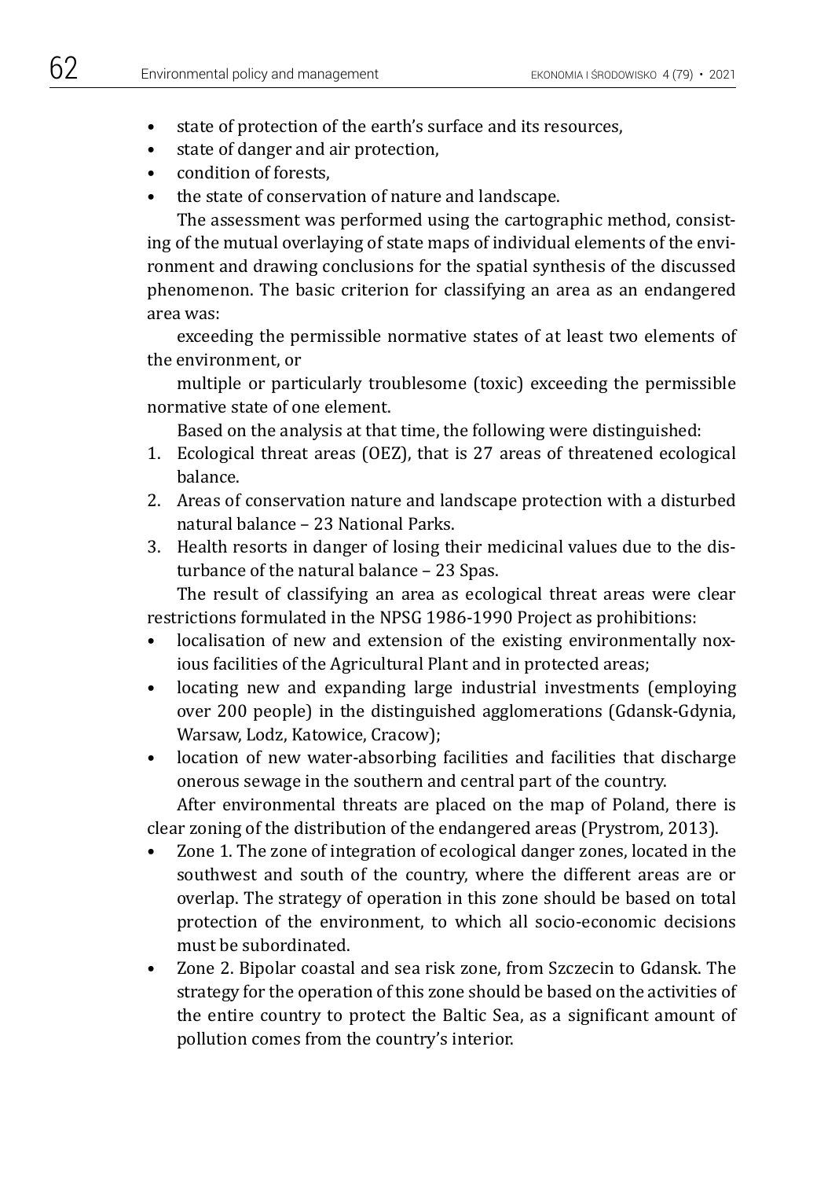- state of protection of the earth's surface and its resources,
- state of danger and air protection,
- condition of forests,
- the state of conservation of nature and landscape.

The assessment was performed using the cartographic method, consisting of the mutual overlaying of state maps of individual elements of the environment and drawing conclusions for the spatial synthesis of the discussed phenomenon. The basic criterion for classifying an area as an endangered area was:

exceeding the permissible normative states of at least two elements of the environment, or

multiple or particularly troublesome (toxic) exceeding the permissible normative state of one element.

Based on the analysis at that time, the following were distinguished:

1. Ecological threat areas (OEZ), that is 27 areas of threatened ecological balance.
2. Areas of conservation nature and landscape protection with a disturbed natural balance – 23 National Parks.
3. Health resorts in danger of losing their medicinal values due to the disturbance of the natural balance – 23 Spas.

The result of classifying an area as ecological threat areas were clear restrictions formulated in the NPSG 1986-1990 Project as prohibitions:

- localisation of new and extension of the existing environmentally noxious facilities of the Agricultural Plant and in protected areas;
- locating new and expanding large industrial investments (employing over 200 people) in the distinguished agglomerations (Gdansk-Gdynia, Warsaw, Lodz, Katowice, Cracow);
- location of new water-absorbing facilities and facilities that discharge onerous sewage in the southern and central part of the country.

After environmental threats are placed on the map of Poland, there is clear zoning of the distribution of the endangered areas (Prystrom, 2013).

- Zone 1. The zone of integration of ecological danger zones, located in the southwest and south of the country, where the different areas are or overlap. The strategy of operation in this zone should be based on total protection of the environment, to which all socio-economic decisions must be subordinated.
- Zone 2. Bipolar coastal and sea risk zone, from Szczecin to Gdansk. The strategy for the operation of this zone should be based on the activities of the entire country to protect the Baltic Sea, as a significant amount of pollution comes from the country's interior.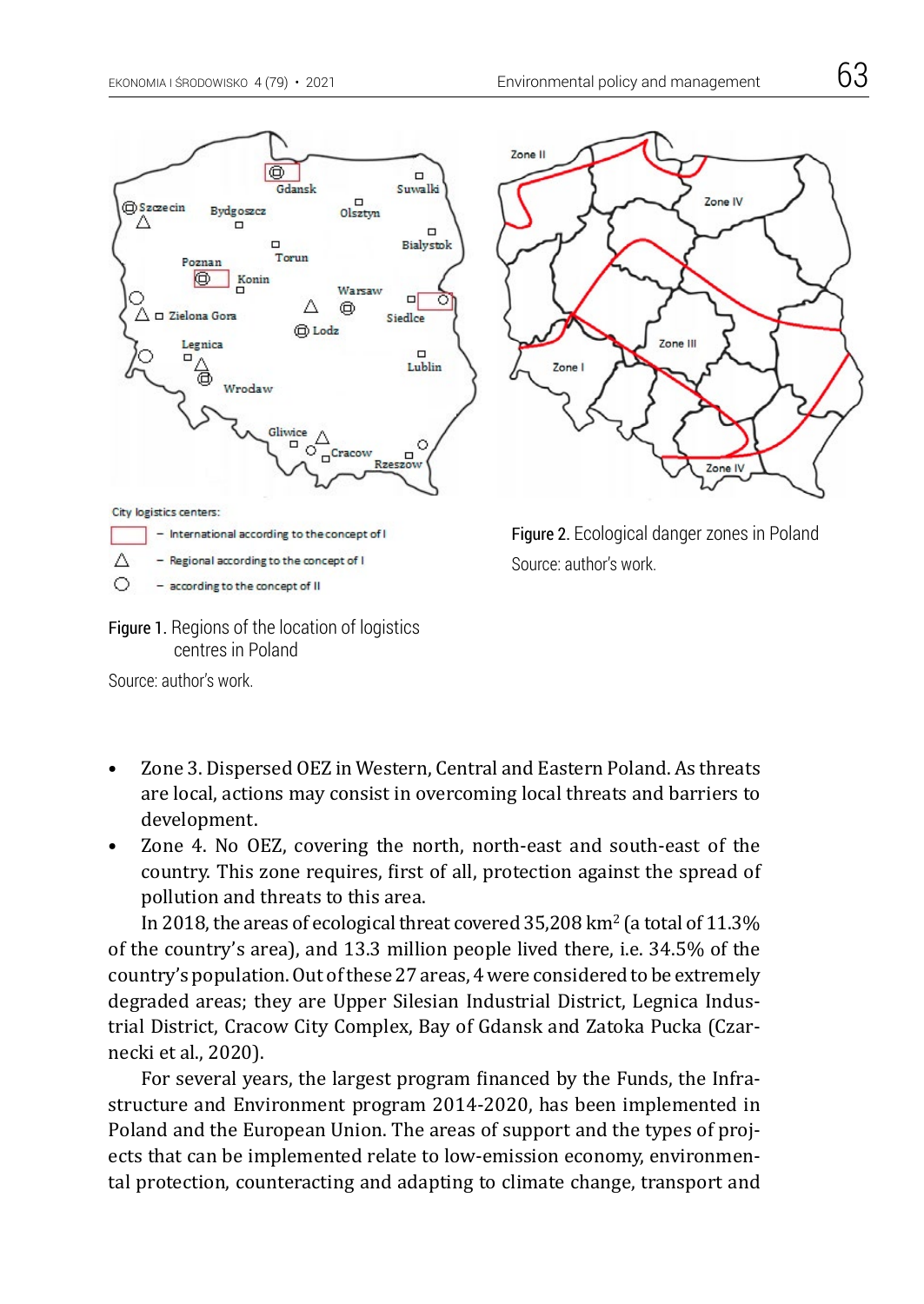City logistics centers:

- International according to the concept of I
- Regional according to the concept of I
- according to the concept of II

Figure 1. Regions of the location of logistics centres in Poland

Source: author's work.

Figure 2. Ecological danger zones in Poland

Source: author's work.

- Zone 3. Dispersed OEZ in Western, Central and Eastern Poland. As threats are local, actions may consist in overcoming local threats and barriers to development.
- Zone 4. No OEZ, covering the north, north-east and south-east of the country. This zone requires, first of all, protection against the spread of pollution and threats to this area.

In 2018, the areas of ecological threat covered 35,208 km$^2$ (a total of 11.3% of the country's area), and 13.3 million people lived there, i.e. 34.5% of the country's population. Out of these 27 areas, 4 were considered to be extremely degraded areas; they are Upper Silesian Industrial District, Legnica Industrial District, Cracow City Complex, Bay of Gdansk and Zatoka Pucka (Czarnecki et al., 2020).

For several years, the largest program financed by the Funds, the Infrastructure and Environment program 2014-2020, has been implemented in Poland and the European Union. The areas of support and the types of projects that can be implemented relate to low-emission economy, environmental protection, counteracting and adapting to climate change, transport and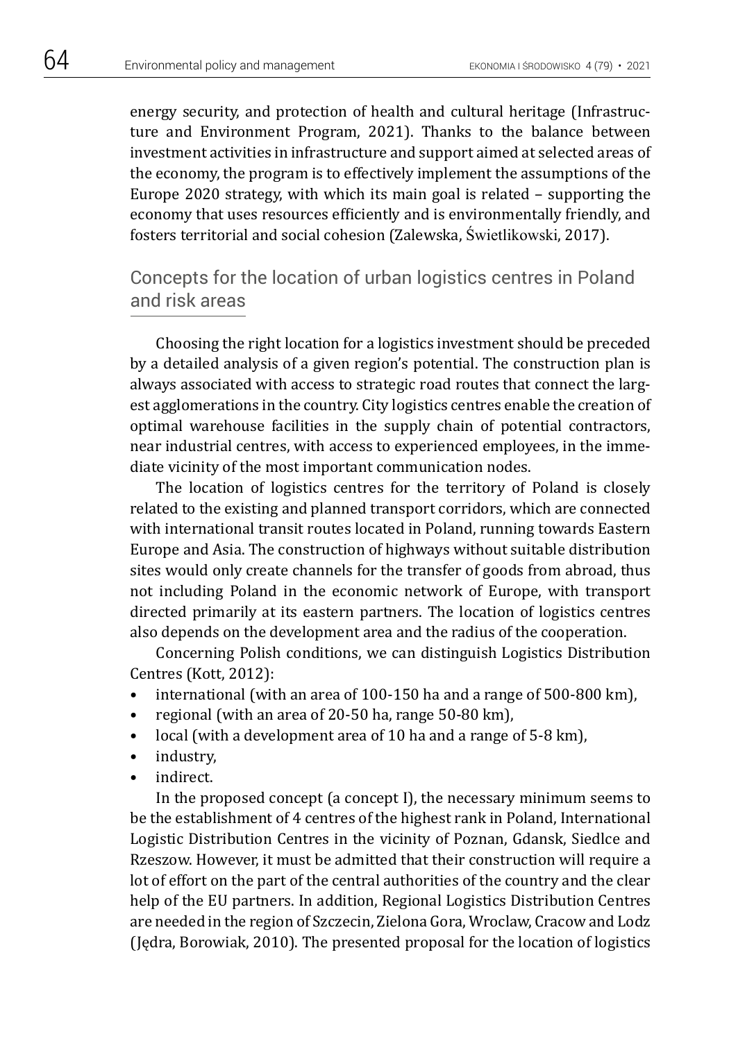energy security, and protection of health and cultural heritage (Infrastructure and Environment Program, 2021). Thanks to the balance between investment activities in infrastructure and support aimed at selected areas of the economy, the program is to effectively implement the assumptions of the Europe 2020 strategy, with which its main goal is related – supporting the economy that uses resources efficiently and is environmentally friendly, and fosters territorial and social cohesion (Zalewska, Świetlikowski, 2017).

## Concepts for the location of urban logistics centres in Poland and risk areas

Choosing the right location for a logistics investment should be preceded by a detailed analysis of a given region's potential. The construction plan is always associated with access to strategic road routes that connect the largest agglomerations in the country. City logistics centres enable the creation of optimal warehouse facilities in the supply chain of potential contractors, near industrial centres, with access to experienced employees, in the immediate vicinity of the most important communication nodes.

The location of logistics centres for the territory of Poland is closely related to the existing and planned transport corridors, which are connected with international transit routes located in Poland, running towards Eastern Europe and Asia. The construction of highways without suitable distribution sites would only create channels for the transfer of goods from abroad, thus not including Poland in the economic network of Europe, with transport directed primarily at its eastern partners. The location of logistics centres also depends on the development area and the radius of the cooperation.

Concerning Polish conditions, we can distinguish Logistics Distribution Centres (Kott, 2012):

- international (with an area of 100-150 ha and a range of 500-800 km),
- regional (with an area of 20-50 ha, range 50-80 km),
- local (with a development area of 10 ha and a range of 5-8 km),
- industry,
- indirect.

In the proposed concept (a concept I), the necessary minimum seems to be the establishment of 4 centres of the highest rank in Poland, International Logistic Distribution Centres in the vicinity of Poznan, Gdansk, Siedlce and Rzeszow. However, it must be admitted that their construction will require a lot of effort on the part of the central authorities of the country and the clear help of the EU partners. In addition, Regional Logistics Distribution Centres are needed in the region of Szczecin, Zielona Gora, Wroclaw, Cracow and Lodz (Jędra, Borowiak, 2010). The presented proposal for the location of logistics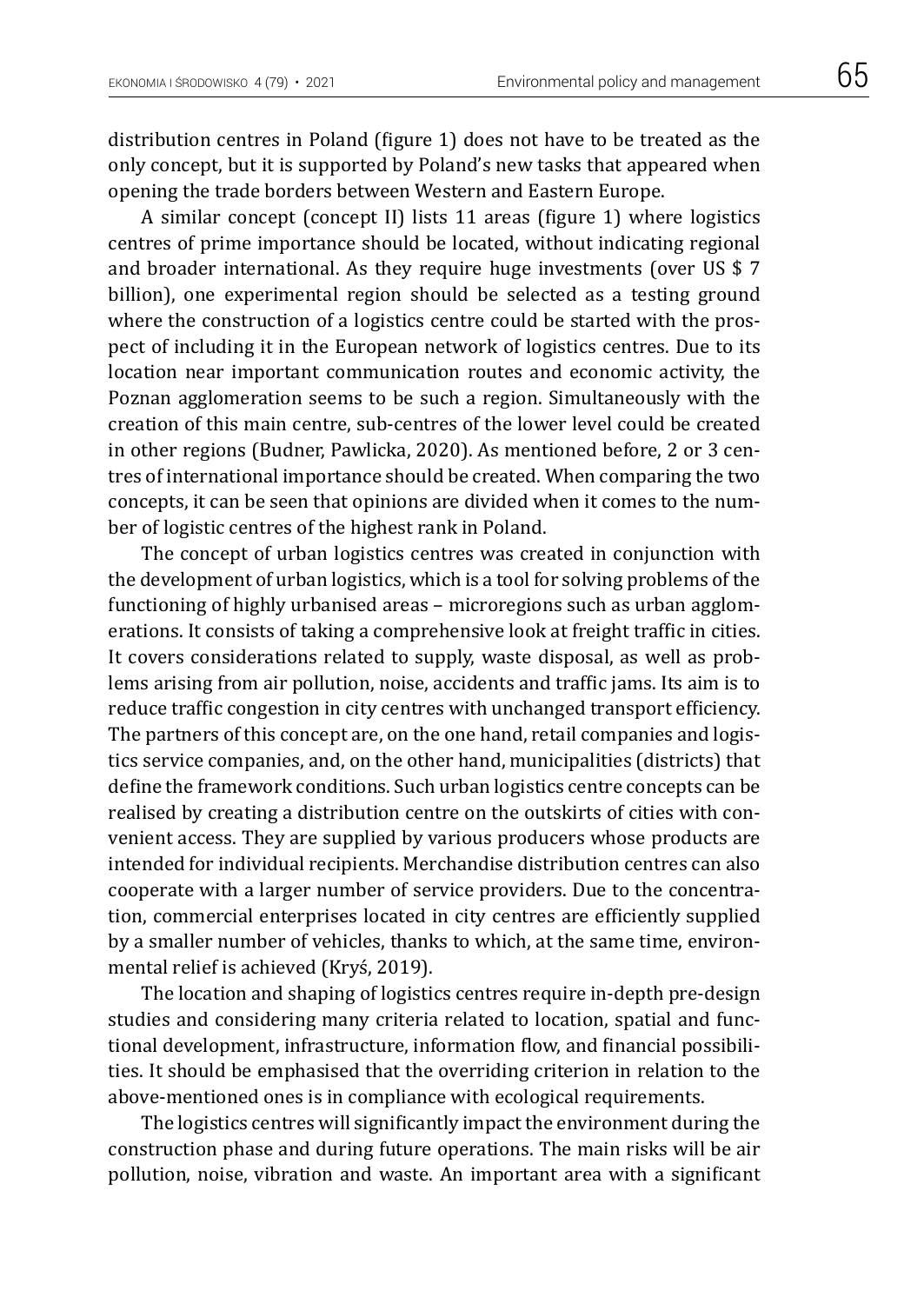distribution centres in Poland (figure 1) does not have to be treated as the only concept, but it is supported by Poland's new tasks that appeared when opening the trade borders between Western and Eastern Europe.

A similar concept (concept II) lists 11 areas (figure 1) where logistics centres of prime importance should be located, without indicating regional and broader international. As they require huge investments (over US $ 7 billion), one experimental region should be selected as a testing ground where the construction of a logistics centre could be started with the prospect of including it in the European network of logistics centres. Due to its location near important communication routes and economic activity, the Poznan agglomeration seems to be such a region. Simultaneously with the creation of this main centre, sub-centres of the lower level could be created in other regions (Budner, Pawlicka, 2020). As mentioned before, 2 or 3 centres of international importance should be created. When comparing the two concepts, it can be seen that opinions are divided when it comes to the number of logistic centres of the highest rank in Poland.

The concept of urban logistics centres was created in conjunction with the development of urban logistics, which is a tool for solving problems of the functioning of highly urbanised areas – microregions such as urban agglomerations. It consists of taking a comprehensive look at freight traffic in cities. It covers considerations related to supply, waste disposal, as well as problems arising from air pollution, noise, accidents and traffic jams. Its aim is to reduce traffic congestion in city centres with unchanged transport efficiency. The partners of this concept are, on the one hand, retail companies and logistics service companies, and, on the other hand, municipalities (districts) that define the framework conditions. Such urban logistics centre concepts can be realised by creating a distribution centre on the outskirts of cities with convenient access. They are supplied by various producers whose products are intended for individual recipients. Merchandise distribution centres can also cooperate with a larger number of service providers. Due to the concentration, commercial enterprises located in city centres are efficiently supplied by a smaller number of vehicles, thanks to which, at the same time, environmental relief is achieved (Kryś, 2019).

The location and shaping of logistics centres require in-depth pre-design studies and considering many criteria related to location, spatial and functional development, infrastructure, information flow, and financial possibilities. It should be emphasised that the overriding criterion in relation to the above-mentioned ones is in compliance with ecological requirements.

The logistics centres will significantly impact the environment during the construction phase and during future operations. The main risks will be air pollution, noise, vibration and waste. An important area with a significant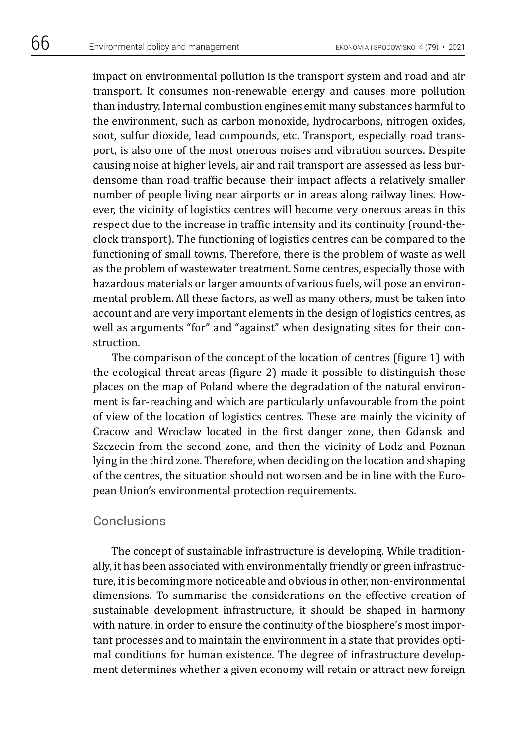impact on environmental pollution is the transport system and road and air transport. It consumes non-renewable energy and causes more pollution than industry. Internal combustion engines emit many substances harmful to the environment, such as carbon monoxide, hydrocarbons, nitrogen oxides, soot, sulfur dioxide, lead compounds, etc. Transport, especially road transport, is also one of the most onerous noises and vibration sources. Despite causing noise at higher levels, air and rail transport are assessed as less burdensome than road traffic because their impact affects a relatively smaller number of people living near airports or in areas along railway lines. However, the vicinity of logistics centres will become very onerous areas in this respect due to the increase in traffic intensity and its continuity (round-the-clock transport). The functioning of logistics centres can be compared to the functioning of small towns. Therefore, there is the problem of waste as well as the problem of wastewater treatment. Some centres, especially those with hazardous materials or larger amounts of various fuels, will pose an environmental problem. All these factors, as well as many others, must be taken into account and are very important elements in the design of logistics centres, as well as arguments "for" and "against" when designating sites for their construction.

The comparison of the concept of the location of centres (figure 1) with the ecological threat areas (figure 2) made it possible to distinguish those places on the map of Poland where the degradation of the natural environment is far-reaching and which are particularly unfavourable from the point of view of the location of logistics centres. These are mainly the vicinity of Cracow and Wroclaw located in the first danger zone, then Gdansk and Szczecin from the second zone, and then the vicinity of Lodz and Poznan lying in the third zone. Therefore, when deciding on the location and shaping of the centres, the situation should not worsen and be in line with the European Union's environmental protection requirements.

## Conclusions

The concept of sustainable infrastructure is developing. While traditionally, it has been associated with environmentally friendly or green infrastructure, it is becoming more noticeable and obvious in other, non-environmental dimensions. To summarise the considerations on the effective creation of sustainable development infrastructure, it should be shaped in harmony with nature, in order to ensure the continuity of the biosphere's most important processes and to maintain the environment in a state that provides optimal conditions for human existence. The degree of infrastructure development determines whether a given economy will retain or attract new foreign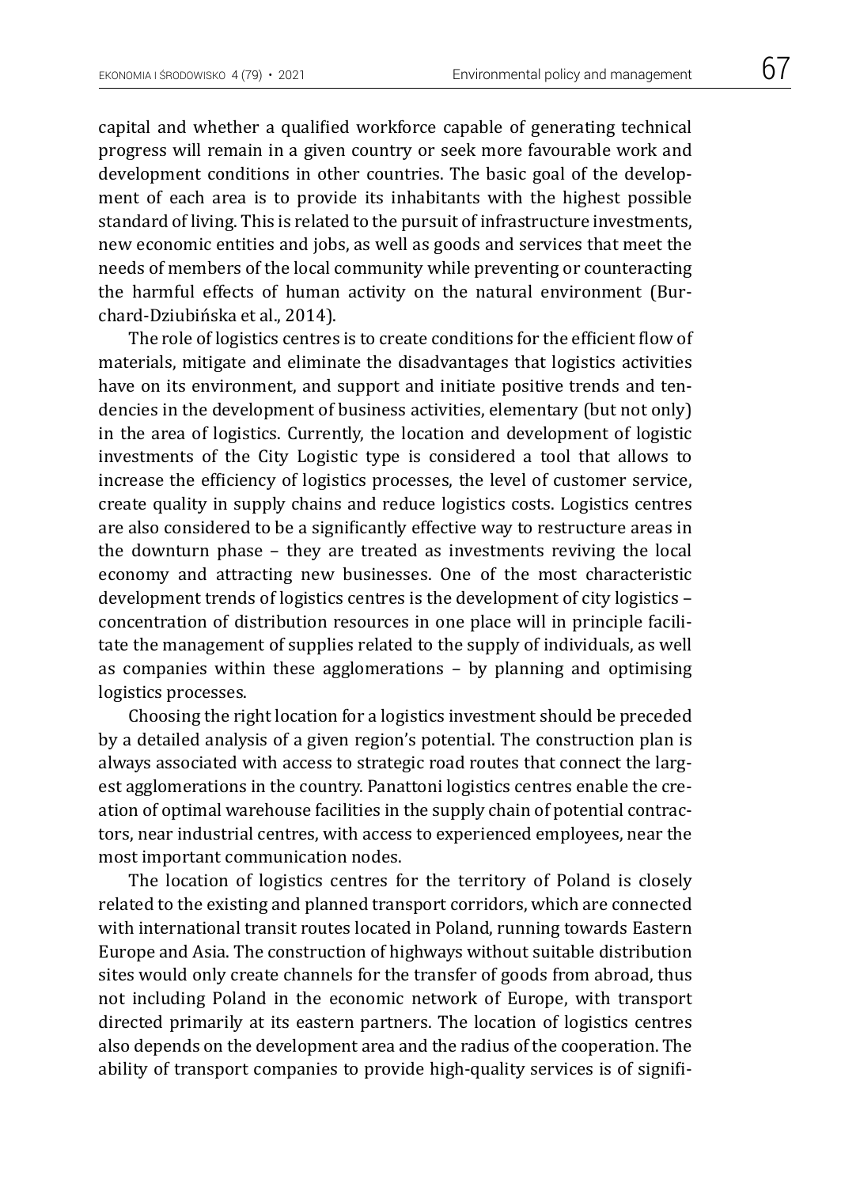capital and whether a qualified workforce capable of generating technical progress will remain in a given country or seek more favourable work and development conditions in other countries. The basic goal of the development of each area is to provide its inhabitants with the highest possible standard of living. This is related to the pursuit of infrastructure investments, new economic entities and jobs, as well as goods and services that meet the needs of members of the local community while preventing or counteracting the harmful effects of human activity on the natural environment (Burchard-Dziubińska et al., 2014).

The role of logistics centres is to create conditions for the efficient flow of materials, mitigate and eliminate the disadvantages that logistics activities have on its environment, and support and initiate positive trends and tendencies in the development of business activities, elementary (but not only) in the area of logistics. Currently, the location and development of logistic investments of the City Logistic type is considered a tool that allows to increase the efficiency of logistics processes, the level of customer service, create quality in supply chains and reduce logistics costs. Logistics centres are also considered to be a significantly effective way to restructure areas in the downturn phase – they are treated as investments reviving the local economy and attracting new businesses. One of the most characteristic development trends of logistics centres is the development of city logistics – concentration of distribution resources in one place will in principle facilitate the management of supplies related to the supply of individuals, as well as companies within these agglomerations – by planning and optimising logistics processes.

Choosing the right location for a logistics investment should be preceded by a detailed analysis of a given region's potential. The construction plan is always associated with access to strategic road routes that connect the largest agglomerations in the country. Panattoni logistics centres enable the creation of optimal warehouse facilities in the supply chain of potential contractors, near industrial centres, with access to experienced employees, near the most important communication nodes.

The location of logistics centres for the territory of Poland is closely related to the existing and planned transport corridors, which are connected with international transit routes located in Poland, running towards Eastern Europe and Asia. The construction of highways without suitable distribution sites would only create channels for the transfer of goods from abroad, thus not including Poland in the economic network of Europe, with transport directed primarily at its eastern partners. The location of logistics centres also depends on the development area and the radius of the cooperation. The ability of transport companies to provide high-quality services is of signifi-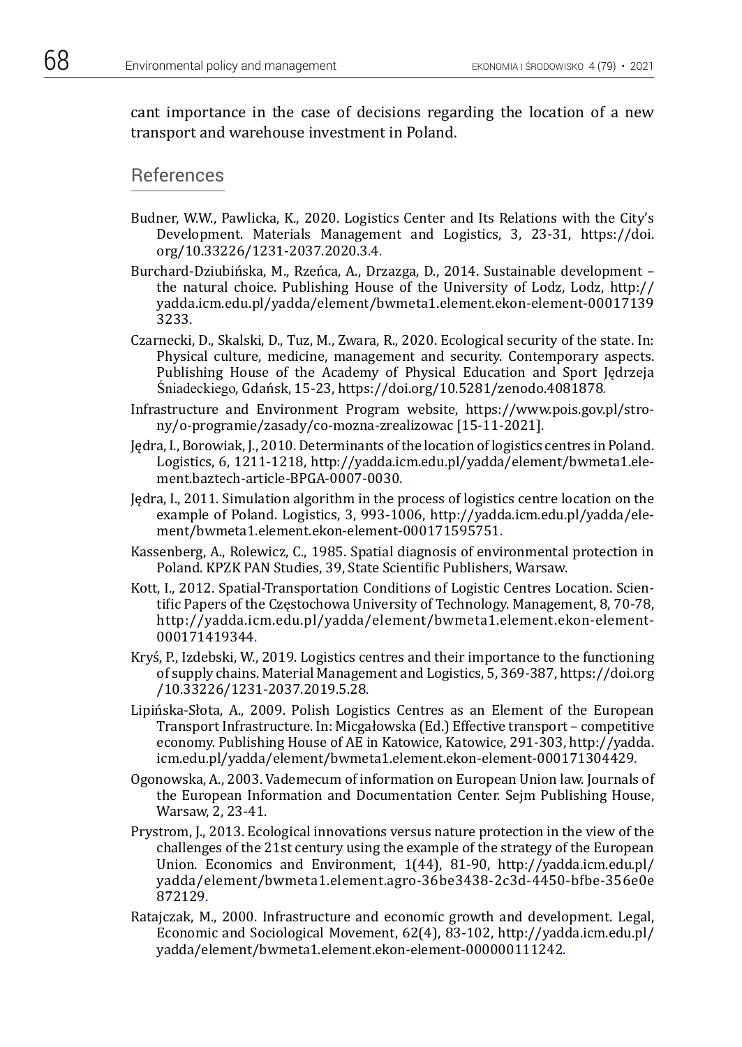cant importance in the case of decisions regarding the location of a new transport and warehouse investment in Poland.

## References

Budner, W.W., Pawlicka, K., 2020. Logistics Center and Its Relations with the City's Development. Materials Management and Logistics, 3, 23-31, https://doi.org/10.33226/1231-2037.2020.3.4.

Burchard-Dziubińska, M., Rzeńca, A., Drzazga, D., 2014. Sustainable development – the natural choice. Publishing House of the University of Lodz, Lodz, http://yadda.icm.edu.pl/yadda/element/bwmeta1.element.ekon-element-000171393233.

Czarnecki, D., Skalski, D., Tuz, M., Zwara, R., 2020. Ecological security of the state. In: Physical culture, medicine, management and security. Contemporary aspects. Publishing House of the Academy of Physical Education and Sport Jędrzeja Śniadeckiego, Gdańsk, 15-23, https://doi.org/10.5281/zenodo.4081878.

Infrastructure and Environment Program website, https://www.pois.gov.pl/strony/o-programie/zasady/co-mozna-zrealizowac [15-11-2021].

Jędra, I., Borowiak, J., 2010. Determinants of the location of logistics centres in Poland. Logistics, 6, 1211-1218, http://yadda.icm.edu.pl/yadda/element/bwmeta1.element.baztech-article-BPGA-0007-0030.

Jędra, I., 2011. Simulation algorithm in the process of logistics centre location on the example of Poland. Logistics, 3, 993-1006, http://yadda.icm.edu.pl/yadda/element/bwmeta1.element.ekon-element-000171595751.

Kassenberg, A., Rolewicz, C., 1985. Spatial diagnosis of environmental protection in Poland. KPZK PAN Studies, 39, State Scientific Publishers, Warsaw.

Kott, I., 2012. Spatial-Transportation Conditions of Logistic Centres Location. Scientific Papers of the Częstochowa University of Technology. Management, 8, 70-78, http://yadda.icm.edu.pl/yadda/element/bwmeta1.element.ekon-element-000171419344.

Kryś, P., Izdebski, W., 2019. Logistics centres and their importance to the functioning of supply chains. Material Management and Logistics, 5, 369-387, https://doi.org/10.33226/1231-2037.2019.5.28.

Lipińska-Słota, A., 2009. Polish Logistics Centres as an Element of the European Transport Infrastructure. In: Micgałowska (Ed.) Effective transport – competitive economy. Publishing House of AE in Katowice, Katowice, 291-303, http://yadda.icm.edu.pl/yadda/element/bwmeta1.element.ekon-element-000171304429.

Ogonowska, A., 2003. Vademecum of information on European Union law. Journals of the European Information and Documentation Center. Sejm Publishing House, Warsaw, 2, 23-41.

Prystrom, J., 2013. Ecological innovations versus nature protection in the view of the challenges of the 21st century using the example of the strategy of the European Union. Economics and Environment, 1(44), 81-90, http://yadda.icm.edu.pl/yadda/element/bwmeta1.element.agro-36be3438-2c3d-4450-bfbe-356e0e872129.

Ratajczak, M., 2000. Infrastructure and economic growth and development. Legal, Economic and Sociological Movement, 62(4), 83-102, http://yadda.icm.edu.pl/yadda/element/bwmeta1.element.ekon-element-000000111242.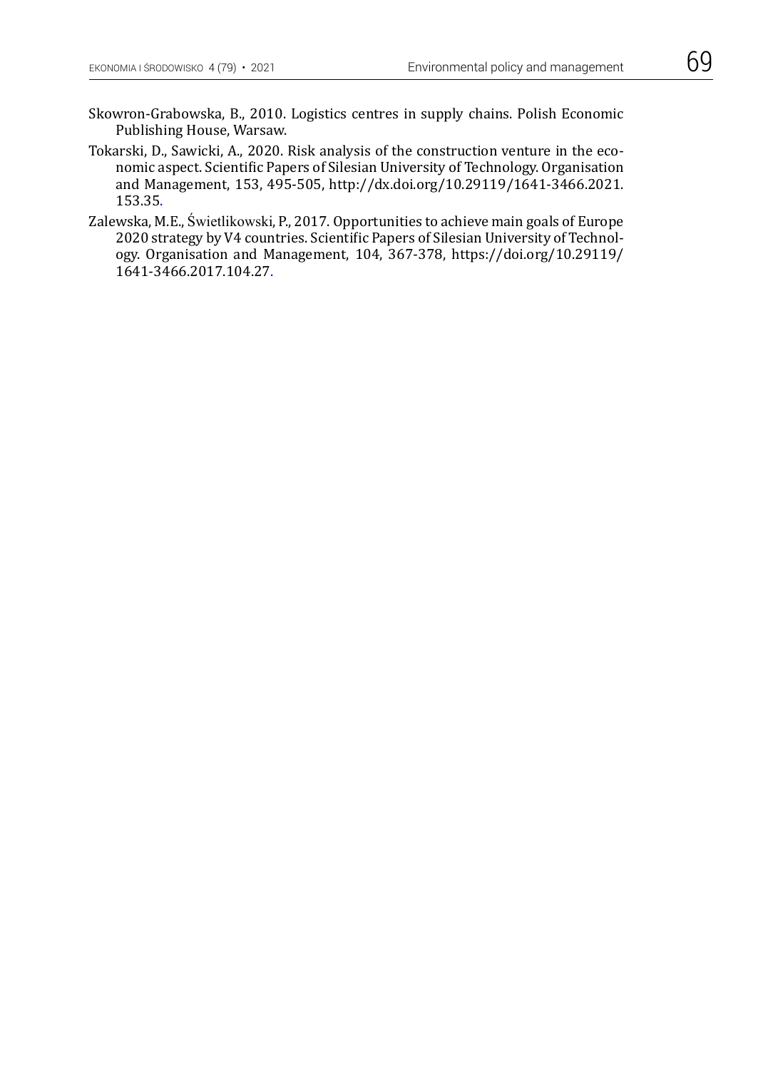Skowron-Grabowska, B., 2010. Logistics centres in supply chains. Polish Economic Publishing House, Warsaw.

Tokarski, D., Sawicki, A., 2020. Risk analysis of the construction venture in the economic aspect. Scientific Papers of Silesian University of Technology. Organisation and Management, 153, 495-505, http://dx.doi.org/10.29119/1641-3466.2021.153.35.

Zalewska, M.E., Świetlikowski, P., 2017. Opportunities to achieve main goals of Europe 2020 strategy by V4 countries. Scientific Papers of Silesian University of Technology. Organisation and Management, 104, 367-378, https://doi.org/10.29119/1641-3466.2017.104.27.